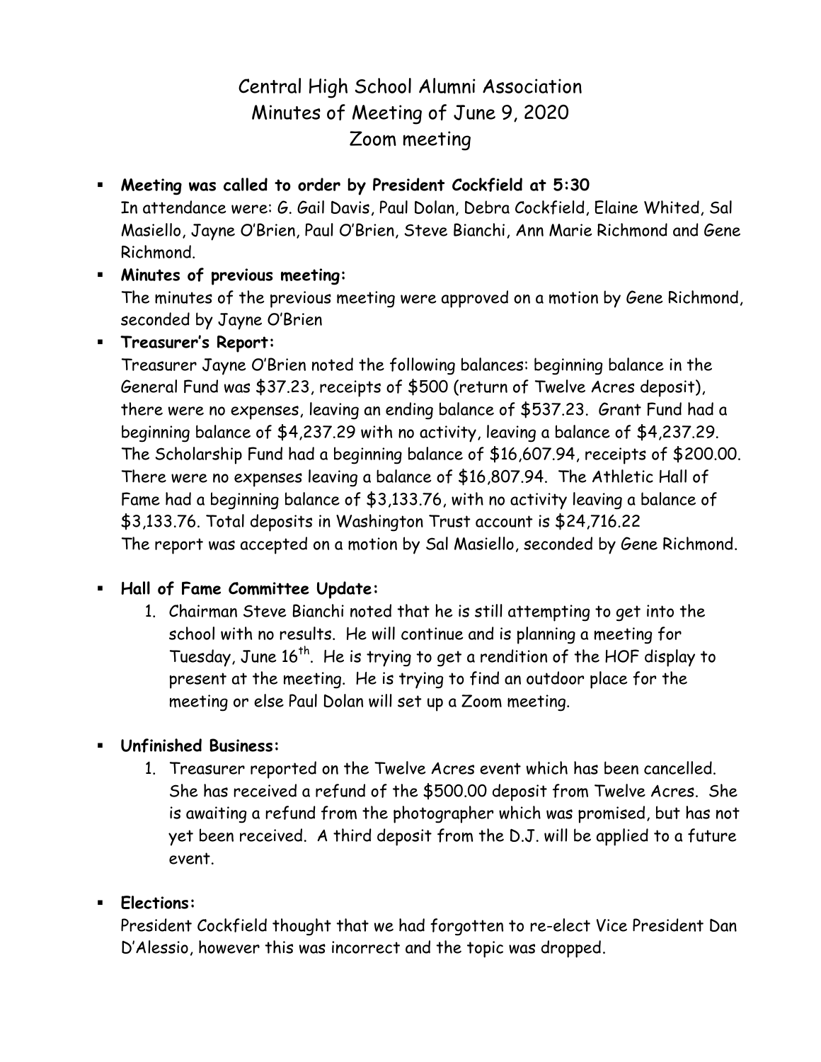# Central High School Alumni Association
## Minutes of Meeting of June 9, 2020
## Zoom meeting

- **Meeting was called to order by President Cockfield at 5:30**
  In attendance were: G. Gail Davis, Paul Dolan, Debra Cockfield, Elaine Whited, Sal Masiello, Jayne O'Brien, Paul O'Brien, Steve Bianchi, Ann Marie Richmond and Gene Richmond.
- **Minutes of previous meeting:**
  The minutes of the previous meeting were approved on a motion by Gene Richmond, seconded by Jayne O'Brien
- **Treasurer's Report:**
  Treasurer Jayne O'Brien noted the following balances: beginning balance in the General Fund was $37.23, receipts of $500 (return of Twelve Acres deposit), there were no expenses, leaving an ending balance of $537.23. Grant Fund had a beginning balance of $4,237.29 with no activity, leaving a balance of $4,237.29. The Scholarship Fund had a beginning balance of $16,607.94, receipts of $200.00. There were no expenses leaving a balance of $16,807.94. The Athletic Hall of Fame had a beginning balance of $3,133.76, with no activity leaving a balance of $3,133.76. Total deposits in Washington Trust account is $24,716.22
  The report was accepted on a motion by Sal Masiello, seconded by Gene Richmond.

- **Hall of Fame Committee Update:**
  1. Chairman Steve Bianchi noted that he is still attempting to get into the school with no results. He will continue and is planning a meeting for Tuesday, June 16th. He is trying to get a rendition of the HOF display to present at the meeting. He is trying to find an outdoor place for the meeting or else Paul Dolan will set up a Zoom meeting.

- **Unfinished Business:**
  1. Treasurer reported on the Twelve Acres event which has been cancelled. She has received a refund of the $500.00 deposit from Twelve Acres. She is awaiting a refund from the photographer which was promised, but has not yet been received. A third deposit from the D.J. will be applied to a future event.

- **Elections:**
  President Cockfield thought that we had forgotten to re-elect Vice President Dan D'Alessio, however this was incorrect and the topic was dropped.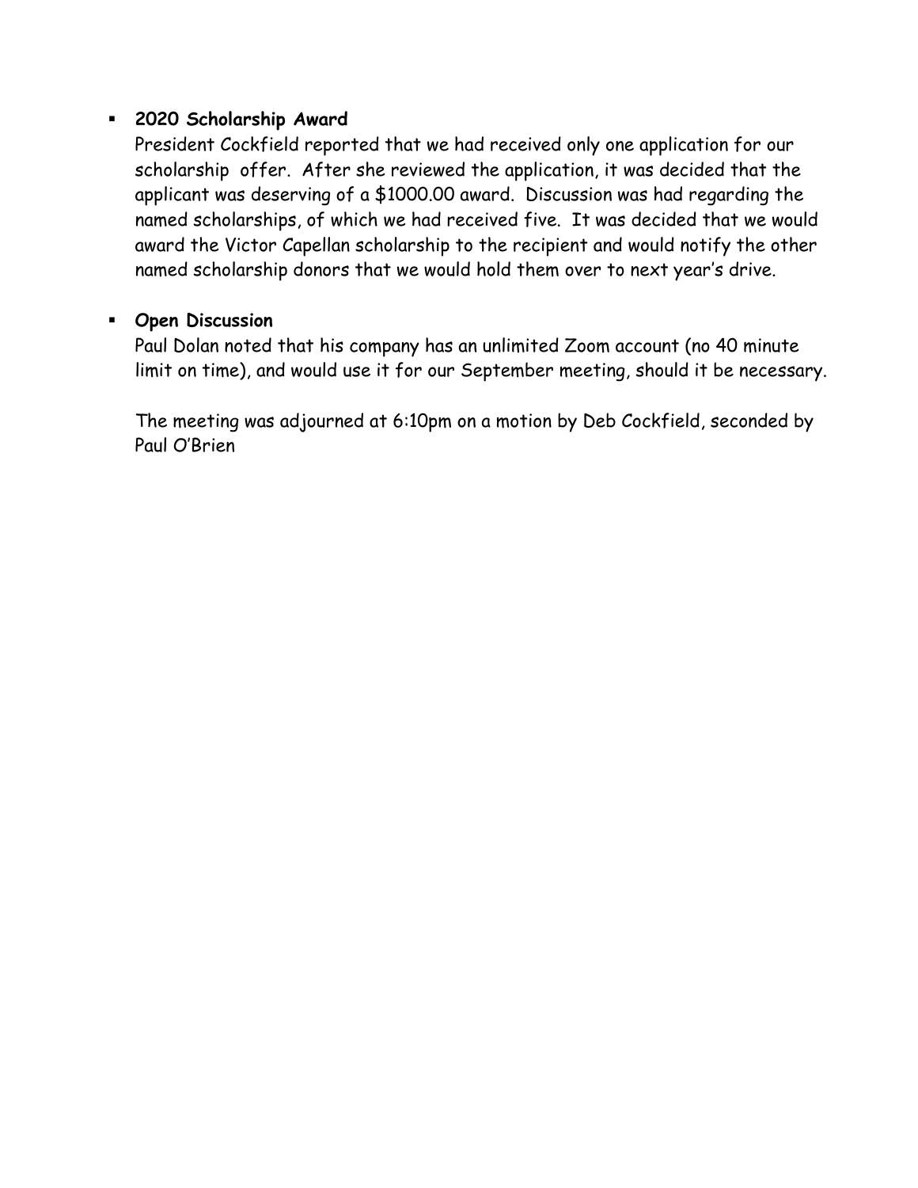- **2020 Scholarship Award**

  President Cockfield reported that we had received only one application for our scholarship offer. After she reviewed the application, it was decided that the applicant was deserving of a $1000.00 award. Discussion was had regarding the named scholarships, of which we had received five. It was decided that we would award the Victor Capellan scholarship to the recipient and would notify the other named scholarship donors that we would hold them over to next year's drive.

- **Open Discussion**

  Paul Dolan noted that his company has an unlimited Zoom account (no 40 minute limit on time), and would use it for our September meeting, should it be necessary.

  The meeting was adjourned at 6:10pm on a motion by Deb Cockfield, seconded by Paul O'Brien